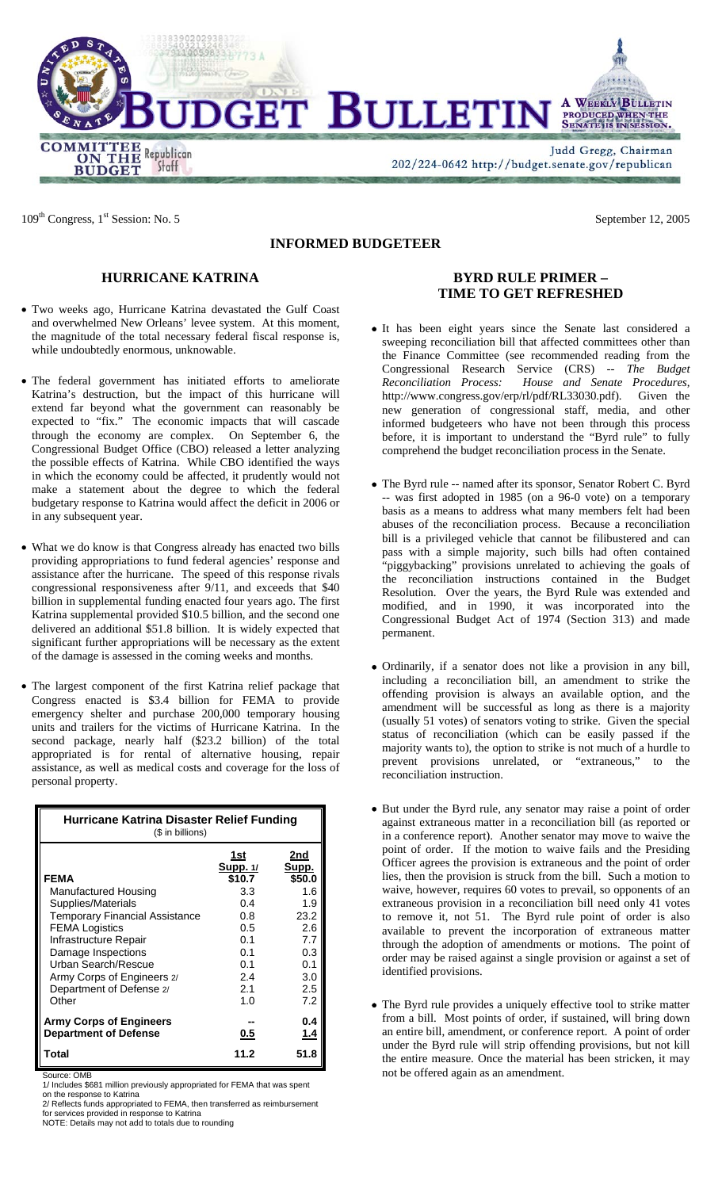# BUDGET BULLETIN

A WEEKLY BULLETIN PRODUCED WHEN THE SENATE IS IN SESSION.

COMMITTEE ON THE BUDGET Republican Staff

Judd Gregg, Chairman
202/224-0642 http://budget.senate.gov/republican

109th Congress, 1st Session: No. 5

September 12, 2005

## INFORMED BUDGETEER

### HURRICANE KATRINA

- Two weeks ago, Hurricane Katrina devastated the Gulf Coast and overwhelmed New Orleans' levee system. At this moment, the magnitude of the total necessary federal fiscal response is, while undoubtedly enormous, unknowable.

- The federal government has initiated efforts to ameliorate Katrina's destruction, but the impact of this hurricane will extend far beyond what the government can reasonably be expected to "fix." The economic impacts that will cascade through the economy are complex. On September 6, the Congressional Budget Office (CBO) released a letter analyzing the possible effects of Katrina. While CBO identified the ways in which the economy could be affected, it prudently would not make a statement about the degree to which the federal budgetary response to Katrina would affect the deficit in 2006 or in any subsequent year.

- What we do know is that Congress already has enacted two bills providing appropriations to fund federal agencies' response and assistance after the hurricane. The speed of this response rivals congressional responsiveness after 9/11, and exceeds that $40 billion in supplemental funding enacted four years ago. The first Katrina supplemental provided $10.5 billion, and the second one delivered an additional $51.8 billion. It is widely expected that significant further appropriations will be necessary as the extent of the damage is assessed in the coming weeks and months.

- The largest component of the first Katrina relief package that Congress enacted is $3.4 billion for FEMA to provide emergency shelter and purchase 200,000 temporary housing units and trailers for the victims of Hurricane Katrina. In the second package, nearly half ($23.2 billion) of the total appropriated is for rental of alternative housing, repair assistance, as well as medical costs and coverage for the loss of personal property.

**Hurricane Katrina Disaster Relief Funding**
($ in billions)

| | 1st Supp. 1/ | 2nd Supp. |
|---|---|---|
| **FEMA** | **$10.7** | **$50.0** |
| Manufactured Housing | 3.3 | 1.6 |
| Supplies/Materials | 0.4 | 1.9 |
| Temporary Financial Assistance | 0.8 | 23.2 |
| FEMA Logistics | 0.5 | 2.6 |
| Infrastructure Repair | 0.1 | 7.7 |
| Damage Inspections | 0.1 | 0.3 |
| Urban Search/Rescue | 0.1 | 0.1 |
| Army Corps of Engineers 2/ | 2.4 | 3.0 |
| Department of Defense 2/ | 2.1 | 2.5 |
| Other | 1.0 | 7.2 |
| **Army Corps of Engineers** | -- | 0.4 |
| **Department of Defense** | 0.5 | 1.4 |
| **Total** | **11.2** | **51.8** |

Source: OMB
1/ Includes $681 million previously appropriated for FEMA that was spent on the response to Katrina
2/ Reflects funds appropriated to FEMA, then transferred as reimbursement for services provided in response to Katrina
NOTE: Details may not add to totals due to rounding

### BYRD RULE PRIMER – TIME TO GET REFRESHED

- It has been eight years since the Senate last considered a sweeping reconciliation bill that affected committees other than the Finance Committee (see recommended reading from the Congressional Research Service (CRS) -- *The Budget Reconciliation Process: House and Senate Procedures,* http://www.congress.gov/erp/rl/pdf/RL33030.pdf). Given the new generation of congressional staff, media, and other informed budgeteers who have not been through this process before, it is important to understand the "Byrd rule" to fully comprehend the budget reconciliation process in the Senate.

- The Byrd rule -- named after its sponsor, Senator Robert C. Byrd -- was first adopted in 1985 (on a 96-0 vote) on a temporary basis as a means to address what many members felt had been abuses of the reconciliation process. Because a reconciliation bill is a privileged vehicle that cannot be filibustered and can pass with a simple majority, such bills had often contained "piggybacking" provisions unrelated to achieving the goals of the reconciliation instructions contained in the Budget Resolution. Over the years, the Byrd Rule was extended and modified, and in 1990, it was incorporated into the Congressional Budget Act of 1974 (Section 313) and made permanent.

- Ordinarily, if a senator does not like a provision in any bill, including a reconciliation bill, an amendment to strike the offending provision is always an available option, and the amendment will be successful as long as there is a majority (usually 51 votes) of senators voting to strike. Given the special status of reconciliation (which can be easily passed if the majority wants to), the option to strike is not much of a hurdle to prevent provisions unrelated, or "extraneous," to the reconciliation instruction.

- But under the Byrd rule, any senator may raise a point of order against extraneous matter in a reconciliation bill (as reported or in a conference report). Another senator may move to waive the point of order. If the motion to waive fails and the Presiding Officer agrees the provision is extraneous and the point of order lies, then the provision is struck from the bill. Such a motion to waive, however, requires 60 votes to prevail, so opponents of an extraneous provision in a reconciliation bill need only 41 votes to remove it, not 51. The Byrd rule point of order is also available to prevent the incorporation of extraneous matter through the adoption of amendments or motions. The point of order may be raised against a single provision or against a set of identified provisions.

- The Byrd rule provides a uniquely effective tool to strike matter from a bill. Most points of order, if sustained, will bring down an entire bill, amendment, or conference report. A point of order under the Byrd rule will strip offending provisions, but not kill the entire measure. Once the material has been stricken, it may not be offered again as an amendment.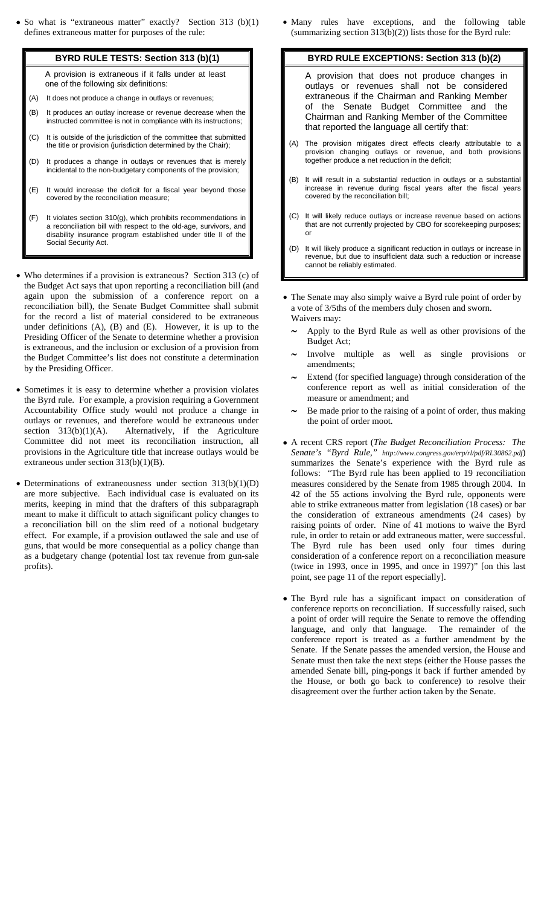- So what is "extraneous matter" exactly? Section 313 (b)(1) defines extraneous matter for purposes of the rule:

| BYRD RULE TESTS: Section 313 (b)(1) | |
|---|---|
| | A provision is extraneous if it falls under at least one of the following six definitions: |
| (A) | It does not produce a change in outlays or revenues; |
| (B) | It produces an outlay increase or revenue decrease when the instructed committee is not in compliance with its instructions; |
| (C) | It is outside of the jurisdiction of the committee that submitted the title or provision (jurisdiction determined by the Chair); |
| (D) | It produces a change in outlays or revenues that is merely incidental to the non-budgetary components of the provision; |
| (E) | It would increase the deficit for a fiscal year beyond those covered by the reconciliation measure; |
| (F) | It violates section 310(g), which prohibits recommendations in a reconciliation bill with respect to the old-age, survivors, and disability insurance program established under title II of the Social Security Act. |

- Who determines if a provision is extraneous? Section 313 (c) of the Budget Act says that upon reporting a reconciliation bill (and again upon the submission of a conference report on a reconciliation bill), the Senate Budget Committee shall submit for the record a list of material considered to be extraneous under definitions (A), (B) and (E). However, it is up to the Presiding Officer of the Senate to determine whether a provision is extraneous, and the inclusion or exclusion of a provision from the Budget Committee's list does not constitute a determination by the Presiding Officer.

- Sometimes it is easy to determine whether a provision violates the Byrd rule. For example, a provision requiring a Government Accountability Office study would not produce a change in outlays or revenues, and therefore would be extraneous under section 313(b)(1)(A). Alternatively, if the Agriculture Committee did not meet its reconciliation instruction, all provisions in the Agriculture title that increase outlays would be extraneous under section 313(b)(1)(B).

- Determinations of extraneousness under section 313(b)(1)(D) are more subjective. Each individual case is evaluated on its merits, keeping in mind that the drafters of this subparagraph meant to make it difficult to attach significant policy changes to a reconciliation bill on the slim reed of a notional budgetary effect. For example, if a provision outlawed the sale and use of guns, that would be more consequential as a policy change than as a budgetary change (potential lost tax revenue from gun-sale profits).

- Many rules have exceptions, and the following table (summarizing section 313(b)(2)) lists those for the Byrd rule:

| BYRD RULE EXCEPTIONS: Section 313 (b)(2) | |
|---|---|
| | A provision that does not produce changes in outlays or revenues shall not be considered extraneous if the Chairman and Ranking Member of the Senate Budget Committee and the Chairman and Ranking Member of the Committee that reported the language all certify that: |
| (A) | The provision mitigates direct effects clearly attributable to a provision changing outlays or revenue, and both provisions together produce a net reduction in the deficit; |
| (B) | It will result in a substantial reduction in outlays or a substantial increase in revenue during fiscal years after the fiscal years covered by the reconciliation bill; |
| (C) | It will likely reduce outlays or increase revenue based on actions that are not currently projected by CBO for scorekeeping purposes; or |
| (D) | It will likely produce a significant reduction in outlays or increase in revenue, but due to insufficient data such a reduction or increase cannot be reliably estimated. |

- The Senate may also simply waive a Byrd rule point of order by a vote of 3/5ths of the members duly chosen and sworn. Waivers may:
  - ~ Apply to the Byrd Rule as well as other provisions of the Budget Act;
  - ~ Involve multiple as well as single provisions or amendments;
  - ~ Extend (for specified language) through consideration of the conference report as well as initial consideration of the measure or amendment; and
  - ~ Be made prior to the raising of a point of order, thus making the point of order moot.

- A recent CRS report (*The Budget Reconciliation Process: The Senate's "Byrd Rule,"* *http://www.congress.gov/erp/rl/pdf/RL30862.pdf*) summarizes the Senate's experience with the Byrd rule as follows: "The Byrd rule has been applied to 19 reconciliation measures considered by the Senate from 1985 through 2004. In 42 of the 55 actions involving the Byrd rule, opponents were able to strike extraneous matter from legislation (18 cases) or bar the consideration of extraneous amendments (24 cases) by raising points of order. Nine of 41 motions to waive the Byrd rule, in order to retain or add extraneous matter, were successful. The Byrd rule has been used only four times during consideration of a conference report on a reconciliation measure (twice in 1993, once in 1995, and once in 1997)" [on this last point, see page 11 of the report especially].

- The Byrd rule has a significant impact on consideration of conference reports on reconciliation. If successfully raised, such a point of order will require the Senate to remove the offending language, and only that language. The remainder of the conference report is treated as a further amendment by the Senate. If the Senate passes the amended version, the House and Senate must then take the next steps (either the House passes the amended Senate bill, ping-pongs it back if further amended by the House, or both go back to conference) to resolve their disagreement over the further action taken by the Senate.